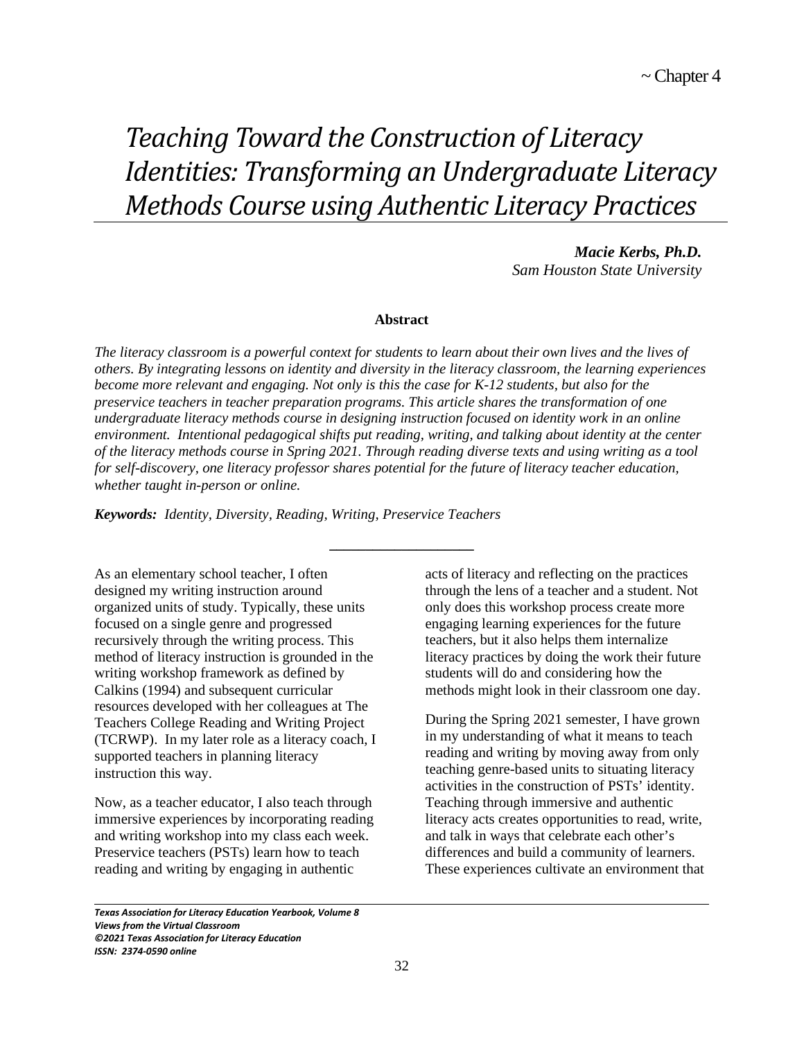~ Chapter 4

# *Teaching Toward the Construction of Literacy Identities: Transforming an Undergraduate Literacy Methods Course using Authentic Literacy Practices*

***Macie Kerbs, Ph.D.***
*Sam Houston State University*

**Abstract**

*The literacy classroom is a powerful context for students to learn about their own lives and the lives of others. By integrating lessons on identity and diversity in the literacy classroom, the learning experiences become more relevant and engaging. Not only is this the case for K-12 students, but also for the preservice teachers in teacher preparation programs. This article shares the transformation of one undergraduate literacy methods course in designing instruction focused on identity work in an online environment. Intentional pedagogical shifts put reading, writing, and talking about identity at the center of the literacy methods course in Spring 2021. Through reading diverse texts and using writing as a tool for self-discovery, one literacy professor shares potential for the future of literacy teacher education, whether taught in-person or online.*

***Keywords:*** *Identity, Diversity, Reading, Writing, Preservice Teachers*

---

As an elementary school teacher, I often designed my writing instruction around organized units of study. Typically, these units focused on a single genre and progressed recursively through the writing process. This method of literacy instruction is grounded in the writing workshop framework as defined by Calkins (1994) and subsequent curricular resources developed with her colleagues at The Teachers College Reading and Writing Project (TCRWP). In my later role as a literacy coach, I supported teachers in planning literacy instruction this way.

Now, as a teacher educator, I also teach through immersive experiences by incorporating reading and writing workshop into my class each week. Preservice teachers (PSTs) learn how to teach reading and writing by engaging in authentic acts of literacy and reflecting on the practices through the lens of a teacher and a student. Not only does this workshop process create more engaging learning experiences for the future teachers, but it also helps them internalize literacy practices by doing the work their future students will do and considering how the methods might look in their classroom one day.

During the Spring 2021 semester, I have grown in my understanding of what it means to teach reading and writing by moving away from only teaching genre-based units to situating literacy activities in the construction of PSTs' identity. Teaching through immersive and authentic literacy acts creates opportunities to read, write, and talk in ways that celebrate each other's differences and build a community of learners. These experiences cultivate an environment that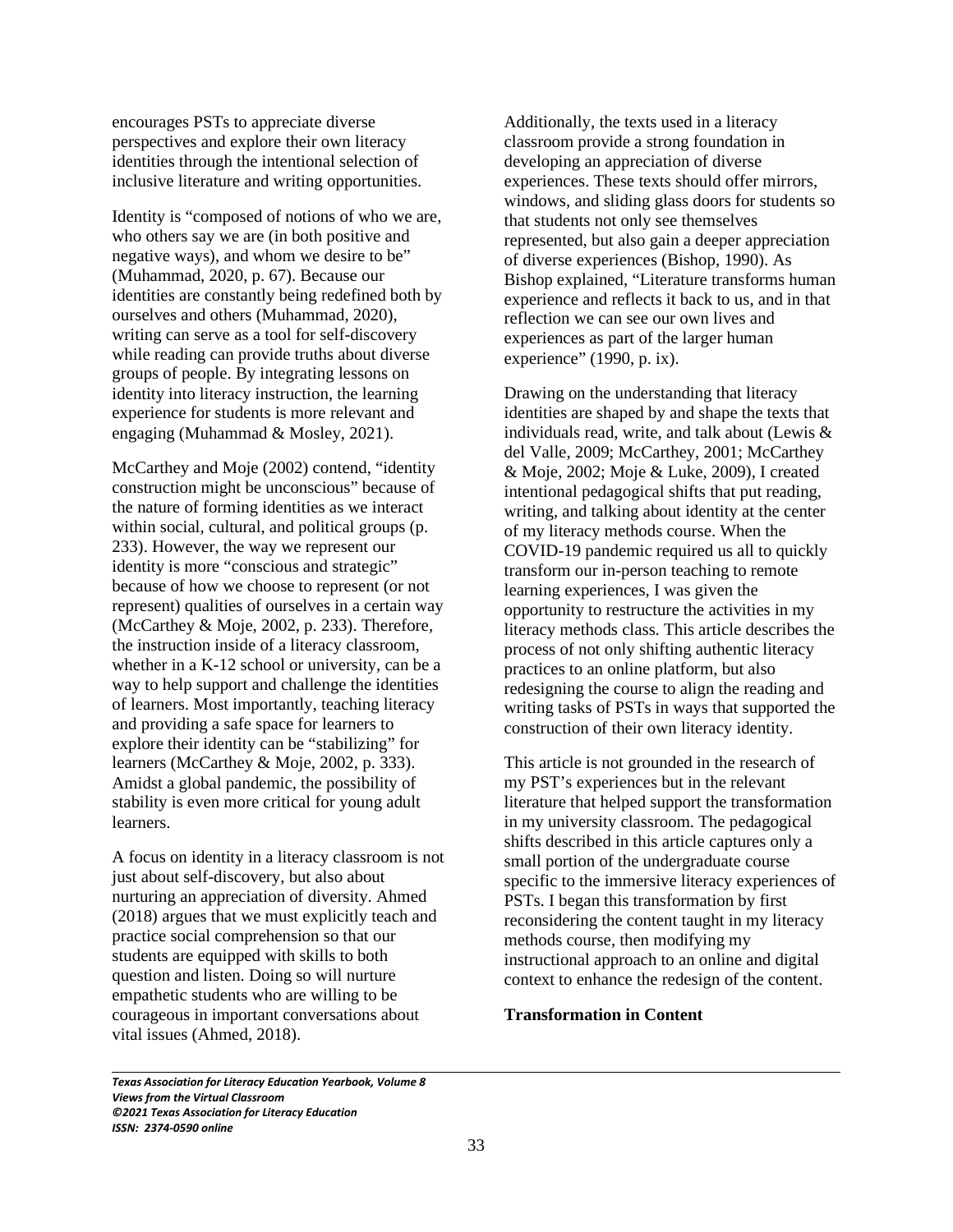encourages PSTs to appreciate diverse perspectives and explore their own literacy identities through the intentional selection of inclusive literature and writing opportunities.

Identity is "composed of notions of who we are, who others say we are (in both positive and negative ways), and whom we desire to be" (Muhammad, 2020, p. 67). Because our identities are constantly being redefined both by ourselves and others (Muhammad, 2020), writing can serve as a tool for self-discovery while reading can provide truths about diverse groups of people. By integrating lessons on identity into literacy instruction, the learning experience for students is more relevant and engaging (Muhammad & Mosley, 2021).

McCarthey and Moje (2002) contend, "identity construction might be unconscious" because of the nature of forming identities as we interact within social, cultural, and political groups (p. 233). However, the way we represent our identity is more "conscious and strategic" because of how we choose to represent (or not represent) qualities of ourselves in a certain way (McCarthey & Moje, 2002, p. 233). Therefore, the instruction inside of a literacy classroom, whether in a K-12 school or university, can be a way to help support and challenge the identities of learners. Most importantly, teaching literacy and providing a safe space for learners to explore their identity can be "stabilizing" for learners (McCarthey & Moje, 2002, p. 333). Amidst a global pandemic, the possibility of stability is even more critical for young adult learners.

A focus on identity in a literacy classroom is not just about self-discovery, but also about nurturing an appreciation of diversity. Ahmed (2018) argues that we must explicitly teach and practice social comprehension so that our students are equipped with skills to both question and listen. Doing so will nurture empathetic students who are willing to be courageous in important conversations about vital issues (Ahmed, 2018).

Additionally, the texts used in a literacy classroom provide a strong foundation in developing an appreciation of diverse experiences. These texts should offer mirrors, windows, and sliding glass doors for students so that students not only see themselves represented, but also gain a deeper appreciation of diverse experiences (Bishop, 1990). As Bishop explained, "Literature transforms human experience and reflects it back to us, and in that reflection we can see our own lives and experiences as part of the larger human experience" (1990, p. ix).

Drawing on the understanding that literacy identities are shaped by and shape the texts that individuals read, write, and talk about (Lewis & del Valle, 2009; McCarthey, 2001; McCarthey & Moje, 2002; Moje & Luke, 2009), I created intentional pedagogical shifts that put reading, writing, and talking about identity at the center of my literacy methods course. When the COVID-19 pandemic required us all to quickly transform our in-person teaching to remote learning experiences, I was given the opportunity to restructure the activities in my literacy methods class. This article describes the process of not only shifting authentic literacy practices to an online platform, but also redesigning the course to align the reading and writing tasks of PSTs in ways that supported the construction of their own literacy identity.

This article is not grounded in the research of my PST's experiences but in the relevant literature that helped support the transformation in my university classroom. The pedagogical shifts described in this article captures only a small portion of the undergraduate course specific to the immersive literacy experiences of PSTs. I began this transformation by first reconsidering the content taught in my literacy methods course, then modifying my instructional approach to an online and digital context to enhance the redesign of the content.

**Transformation in Content**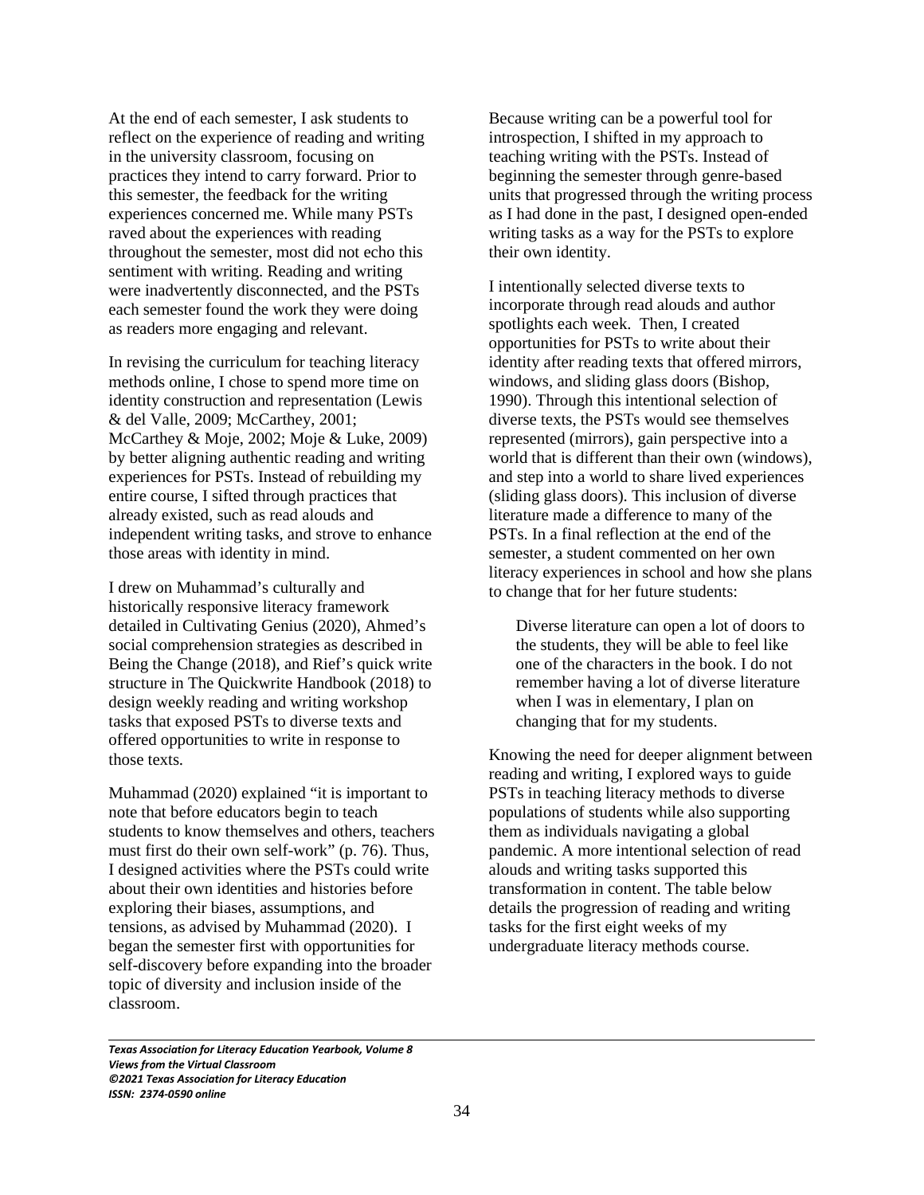At the end of each semester, I ask students to reflect on the experience of reading and writing in the university classroom, focusing on practices they intend to carry forward. Prior to this semester, the feedback for the writing experiences concerned me. While many PSTs raved about the experiences with reading throughout the semester, most did not echo this sentiment with writing. Reading and writing were inadvertently disconnected, and the PSTs each semester found the work they were doing as readers more engaging and relevant.

In revising the curriculum for teaching literacy methods online, I chose to spend more time on identity construction and representation (Lewis & del Valle, 2009; McCarthey, 2001; McCarthey & Moje, 2002; Moje & Luke, 2009) by better aligning authentic reading and writing experiences for PSTs. Instead of rebuilding my entire course, I sifted through practices that already existed, such as read alouds and independent writing tasks, and strove to enhance those areas with identity in mind.

I drew on Muhammad's culturally and historically responsive literacy framework detailed in Cultivating Genius (2020), Ahmed's social comprehension strategies as described in Being the Change (2018), and Rief's quick write structure in The Quickwrite Handbook (2018) to design weekly reading and writing workshop tasks that exposed PSTs to diverse texts and offered opportunities to write in response to those texts.

Muhammad (2020) explained "it is important to note that before educators begin to teach students to know themselves and others, teachers must first do their own self-work" (p. 76). Thus, I designed activities where the PSTs could write about their own identities and histories before exploring their biases, assumptions, and tensions, as advised by Muhammad (2020). I began the semester first with opportunities for self-discovery before expanding into the broader topic of diversity and inclusion inside of the classroom.

Because writing can be a powerful tool for introspection, I shifted in my approach to teaching writing with the PSTs. Instead of beginning the semester through genre-based units that progressed through the writing process as I had done in the past, I designed open-ended writing tasks as a way for the PSTs to explore their own identity.

I intentionally selected diverse texts to incorporate through read alouds and author spotlights each week. Then, I created opportunities for PSTs to write about their identity after reading texts that offered mirrors, windows, and sliding glass doors (Bishop, 1990). Through this intentional selection of diverse texts, the PSTs would see themselves represented (mirrors), gain perspective into a world that is different than their own (windows), and step into a world to share lived experiences (sliding glass doors). This inclusion of diverse literature made a difference to many of the PSTs. In a final reflection at the end of the semester, a student commented on her own literacy experiences in school and how she plans to change that for her future students:

> Diverse literature can open a lot of doors to the students, they will be able to feel like one of the characters in the book. I do not remember having a lot of diverse literature when I was in elementary, I plan on changing that for my students.

Knowing the need for deeper alignment between reading and writing, I explored ways to guide PSTs in teaching literacy methods to diverse populations of students while also supporting them as individuals navigating a global pandemic. A more intentional selection of read alouds and writing tasks supported this transformation in content. The table below details the progression of reading and writing tasks for the first eight weeks of my undergraduate literacy methods course.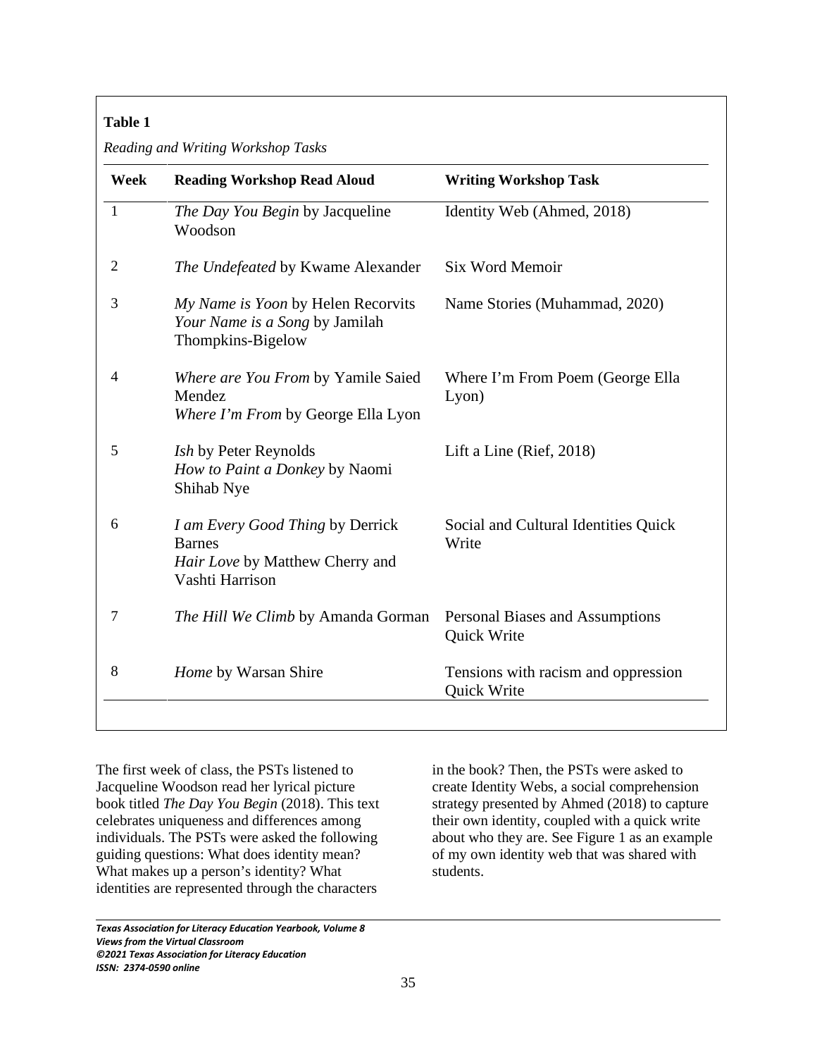**Table 1**

*Reading and Writing Workshop Tasks*

| Week | Reading Workshop Read Aloud | Writing Workshop Task |
|---|---|---|
| 1 | *The Day You Begin* by Jacqueline Woodson | Identity Web (Ahmed, 2018) |
| 2 | *The Undefeated* by Kwame Alexander | Six Word Memoir |
| 3 | *My Name is Yoon* by Helen Recorvits<br>*Your Name is a Song* by Jamilah Thompkins-Bigelow | Name Stories (Muhammad, 2020) |
| 4 | *Where are You From* by Yamile Saied Mendez<br>*Where I'm From* by George Ella Lyon | Where I'm From Poem (George Ella Lyon) |
| 5 | *Ish* by Peter Reynolds<br>*How to Paint a Donkey* by Naomi Shihab Nye | Lift a Line (Rief, 2018) |
| 6 | *I am Every Good Thing* by Derrick Barnes<br>*Hair Love* by Matthew Cherry and Vashti Harrison | Social and Cultural Identities Quick Write |
| 7 | *The Hill We Climb* by Amanda Gorman | Personal Biases and Assumptions Quick Write |
| 8 | *Home* by Warsan Shire | Tensions with racism and oppression Quick Write |

The first week of class, the PSTs listened to Jacqueline Woodson read her lyrical picture book titled *The Day You Begin* (2018). This text celebrates uniqueness and differences among individuals. The PSTs were asked the following guiding questions: What does identity mean? What makes up a person's identity? What identities are represented through the characters in the book? Then, the PSTs were asked to create Identity Webs, a social comprehension strategy presented by Ahmed (2018) to capture their own identity, coupled with a quick write about who they are. See Figure 1 as an example of my own identity web that was shared with students.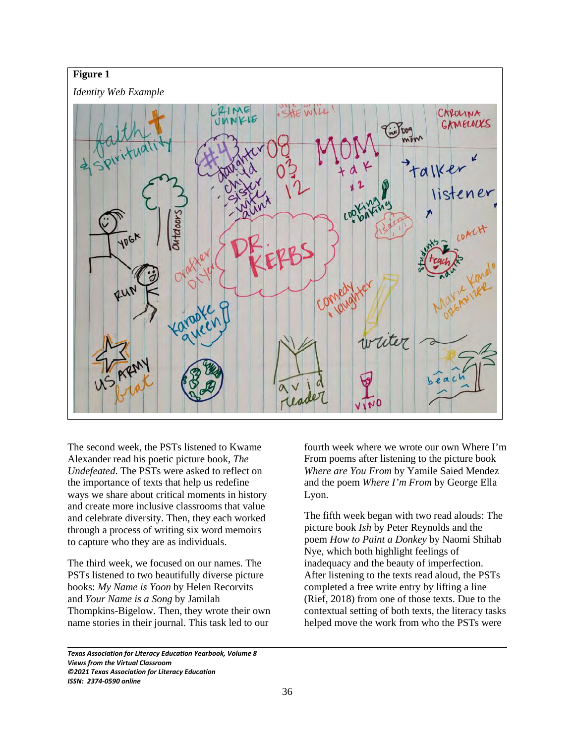**Figure 1**

*Identity Web Example*

The second week, the PSTs listened to Kwame Alexander read his poetic picture book, *The Undefeated*. The PSTs were asked to reflect on the importance of texts that help us redefine ways we share about critical moments in history and create more inclusive classrooms that value and celebrate diversity. Then, they each worked through a process of writing six word memoirs to capture who they are as individuals.

The third week, we focused on our names. The PSTs listened to two beautifully diverse picture books: *My Name is Yoon* by Helen Recorvits and *Your Name is a Song* by Jamilah Thompkins-Bigelow. Then, they wrote their own name stories in their journal. This task led to our fourth week where we wrote our own Where I'm From poems after listening to the picture book *Where are You From* by Yamile Saied Mendez and the poem *Where I'm From* by George Ella Lyon.

The fifth week began with two read alouds: The picture book *Ish* by Peter Reynolds and the poem *How to Paint a Donkey* by Naomi Shihab Nye, which both highlight feelings of inadequacy and the beauty of imperfection. After listening to the texts read aloud, the PSTs completed a free write entry by lifting a line (Rief, 2018) from one of those texts. Due to the contextual setting of both texts, the literacy tasks helped move the work from who the PSTs were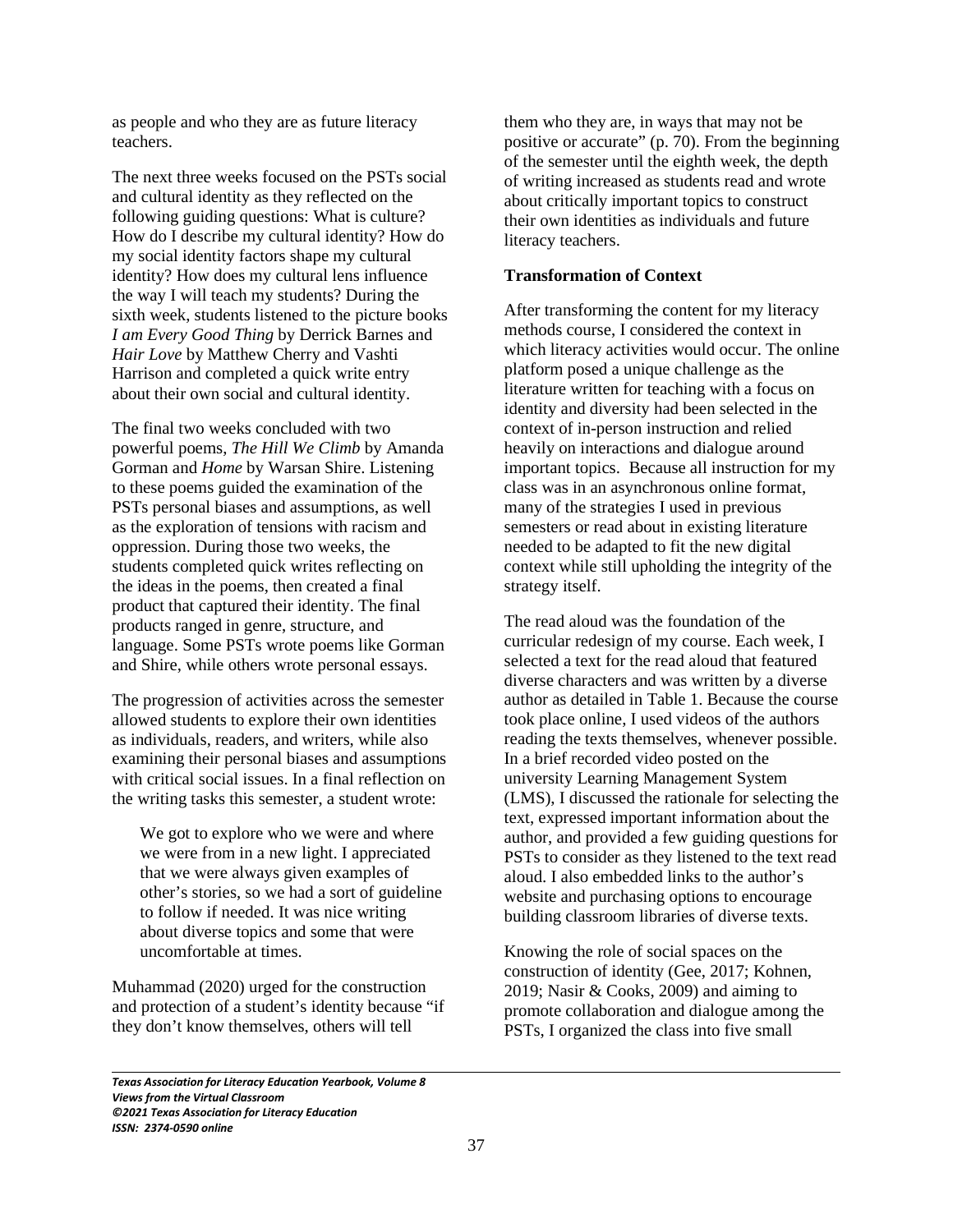as people and who they are as future literacy teachers.

The next three weeks focused on the PSTs social and cultural identity as they reflected on the following guiding questions: What is culture? How do I describe my cultural identity? How do my social identity factors shape my cultural identity? How does my cultural lens influence the way I will teach my students? During the sixth week, students listened to the picture books *I am Every Good Thing* by Derrick Barnes and *Hair Love* by Matthew Cherry and Vashti Harrison and completed a quick write entry about their own social and cultural identity.

The final two weeks concluded with two powerful poems, *The Hill We Climb* by Amanda Gorman and *Home* by Warsan Shire. Listening to these poems guided the examination of the PSTs personal biases and assumptions, as well as the exploration of tensions with racism and oppression. During those two weeks, the students completed quick writes reflecting on the ideas in the poems, then created a final product that captured their identity. The final products ranged in genre, structure, and language. Some PSTs wrote poems like Gorman and Shire, while others wrote personal essays.

The progression of activities across the semester allowed students to explore their own identities as individuals, readers, and writers, while also examining their personal biases and assumptions with critical social issues. In a final reflection on the writing tasks this semester, a student wrote:

> We got to explore who we were and where we were from in a new light. I appreciated that we were always given examples of other's stories, so we had a sort of guideline to follow if needed. It was nice writing about diverse topics and some that were uncomfortable at times.

Muhammad (2020) urged for the construction and protection of a student's identity because "if they don't know themselves, others will tell them who they are, in ways that may not be positive or accurate" (p. 70). From the beginning of the semester until the eighth week, the depth of writing increased as students read and wrote about critically important topics to construct their own identities as individuals and future literacy teachers.

**Transformation of Context**

After transforming the content for my literacy methods course, I considered the context in which literacy activities would occur. The online platform posed a unique challenge as the literature written for teaching with a focus on identity and diversity had been selected in the context of in-person instruction and relied heavily on interactions and dialogue around important topics. Because all instruction for my class was in an asynchronous online format, many of the strategies I used in previous semesters or read about in existing literature needed to be adapted to fit the new digital context while still upholding the integrity of the strategy itself.

The read aloud was the foundation of the curricular redesign of my course. Each week, I selected a text for the read aloud that featured diverse characters and was written by a diverse author as detailed in Table 1. Because the course took place online, I used videos of the authors reading the texts themselves, whenever possible. In a brief recorded video posted on the university Learning Management System (LMS), I discussed the rationale for selecting the text, expressed important information about the author, and provided a few guiding questions for PSTs to consider as they listened to the text read aloud. I also embedded links to the author's website and purchasing options to encourage building classroom libraries of diverse texts.

Knowing the role of social spaces on the construction of identity (Gee, 2017; Kohnen, 2019; Nasir & Cooks, 2009) and aiming to promote collaboration and dialogue among the PSTs, I organized the class into five small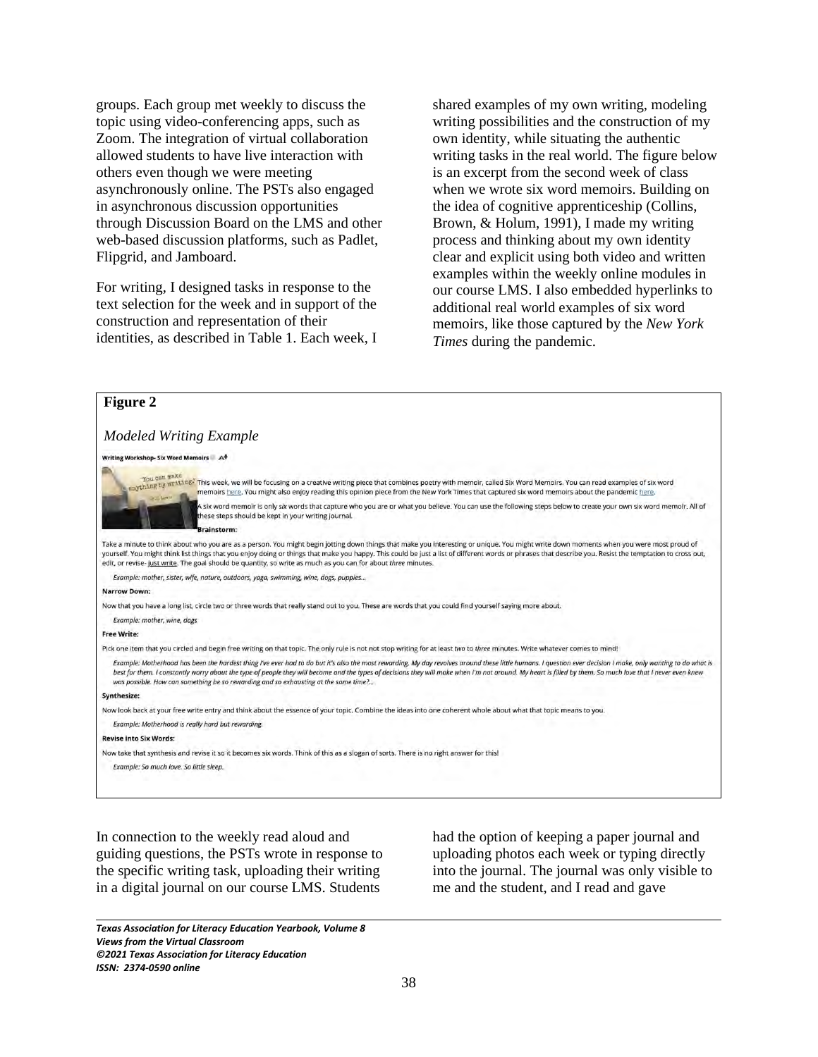groups. Each group met weekly to discuss the topic using video-conferencing apps, such as Zoom. The integration of virtual collaboration allowed students to have live interaction with others even though we were meeting asynchronously online. The PSTs also engaged in asynchronous discussion opportunities through Discussion Board on the LMS and other web-based discussion platforms, such as Padlet, Flipgrid, and Jamboard.

For writing, I designed tasks in response to the text selection for the week and in support of the construction and representation of their identities, as described in Table 1. Each week, I shared examples of my own writing, modeling writing possibilities and the construction of my own identity, while situating the authentic writing tasks in the real world. The figure below is an excerpt from the second week of class when we wrote six word memoirs. Building on the idea of cognitive apprenticeship (Collins, Brown, & Holum, 1991), I made my writing process and thinking about my own identity clear and explicit using both video and written examples within the weekly online modules in our course LMS. I also embedded hyperlinks to additional real world examples of six word memoirs, like those captured by the *New York Times* during the pandemic.

**Figure 2**

*Modeled Writing Example*

**Writing Workshop- Six Word Memoirs**

This week, we will be focusing on a creative writing piece that combines poetry with memoir, called Six Word Memoirs. You can read examples of six word memoirs here. You might also enjoy reading this opinion piece from the New York Times that captured six word memoirs about the pandemic here.

A six word memoir is only *six* words that capture who you are or what you believe. You can use the following steps below to create your own six word memoir. All of these steps should be kept in your writing journal.

**Brainstorm:**

Take a minute to think about who you are as a person. You might begin jotting down things that make you interesting or unique. You might write down moments when you were most proud of yourself. You might think list things that you enjoy doing or things that make you happy. This could be just a list of different words or phrases that describe you. Resist the temptation to cross out, edit, or revise- just write. The goal should be quantity, so write as much as you can for about *three* minutes.

*Example: mother, sister, wife, nature, outdoors, yoga, swimming, wine, dogs, puppies...*

**Narrow Down:**

Now that you have a long list, circle two or three words that really stand out to you. These are words that you could find yourself saying more about.

*Example: mother, wine, dogs*

**Free Write:**

Pick one item that you circled and begin free writing on that topic. The only rule is not not stop writing for at least *two to three* minutes. Write whatever comes to mind!

*Example: Motherhood has been the hardest thing I've ever had to do but it's also the most rewarding. My day revolves around these little humans. I question ever decision I make, only wanting to do what is best for them. I constantly worry about the type of people they will become and the types of decisions they will make when I'm not around. My heart is filled by them. So much love that I never even knew was possible. How can something be so rewarding and so exhausting at the same time?...*

**Synthesize:**

Now look back at your free write entry and think about the essence of your topic. Combine the ideas into one coherent whole about what that topic means to you.

*Example: Motherhood is really hard but rewarding.*

**Revise into Six Words:**

Now take that synthesis and revise it so it becomes six words. Think of this as a slogan of sorts. There is no right answer for this!

*Example: So much love. So little sleep.*

In connection to the weekly read aloud and guiding questions, the PSTs wrote in response to the specific writing task, uploading their writing in a digital journal on our course LMS. Students had the option of keeping a paper journal and uploading photos each week or typing directly into the journal. The journal was only visible to me and the student, and I read and gave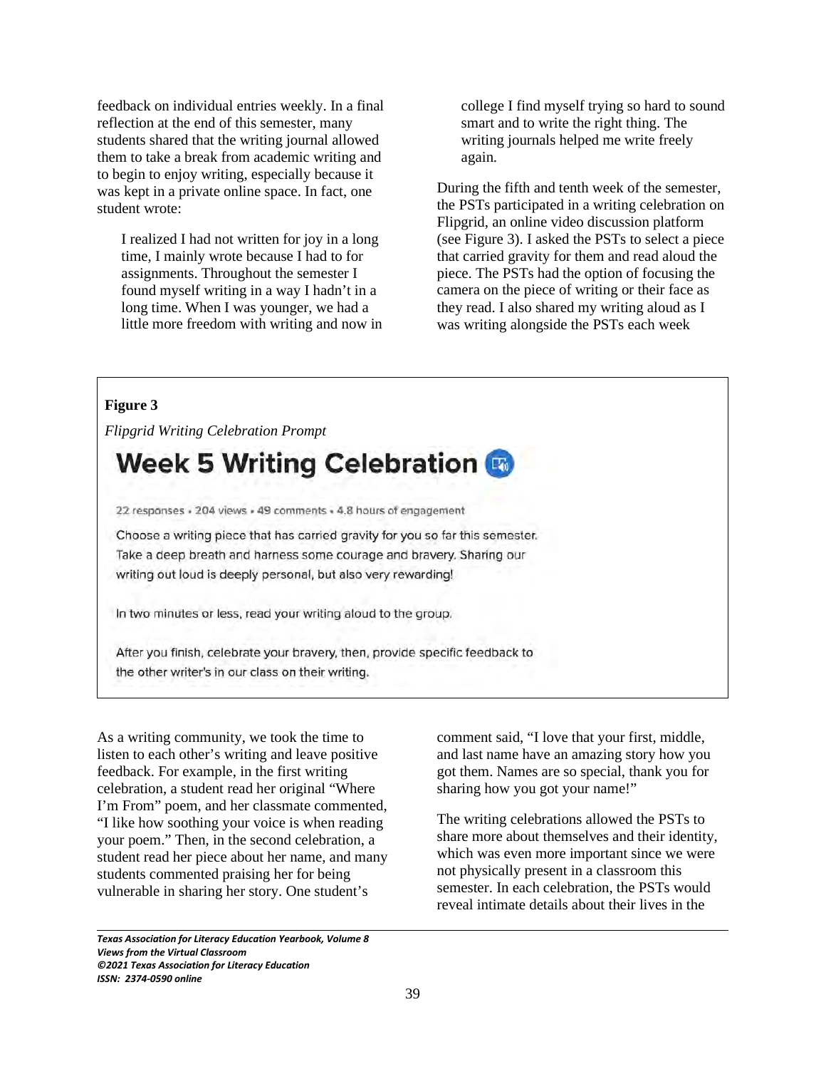feedback on individual entries weekly. In a final reflection at the end of this semester, many students shared that the writing journal allowed them to take a break from academic writing and to begin to enjoy writing, especially because it was kept in a private online space. In fact, one student wrote:

> I realized I had not written for joy in a long time, I mainly wrote because I had to for assignments. Throughout the semester I found myself writing in a way I hadn't in a long time. When I was younger, we had a little more freedom with writing and now in college I find myself trying so hard to sound smart and to write the right thing. The writing journals helped me write freely again.

During the fifth and tenth week of the semester, the PSTs participated in a writing celebration on Flipgrid, an online video discussion platform (see Figure 3). I asked the PSTs to select a piece that carried gravity for them and read aloud the piece. The PSTs had the option of focusing the camera on the piece of writing or their face as they read. I also shared my writing aloud as I was writing alongside the PSTs each week

**Figure 3**

*Flipgrid Writing Celebration Prompt*

**Week 5 Writing Celebration**

22 responses • 204 views • 49 comments • 4.8 hours of engagement

Choose a writing piece that has carried gravity for you so far this semester. Take a deep breath and harness some courage and bravery. Sharing our writing out loud is deeply personal, but also very rewarding!

In two minutes or less, read your writing aloud to the group.

After you finish, celebrate your bravery, then, provide specific feedback to the other writer's in our class on their writing.

As a writing community, we took the time to listen to each other's writing and leave positive feedback. For example, in the first writing celebration, a student read her original "Where I'm From" poem, and her classmate commented, "I like how soothing your voice is when reading your poem." Then, in the second celebration, a student read her piece about her name, and many students commented praising her for being vulnerable in sharing her story. One student's comment said, "I love that your first, middle, and last name have an amazing story how you got them. Names are so special, thank you for sharing how you got your name!"

The writing celebrations allowed the PSTs to share more about themselves and their identity, which was even more important since we were not physically present in a classroom this semester. In each celebration, the PSTs would reveal intimate details about their lives in the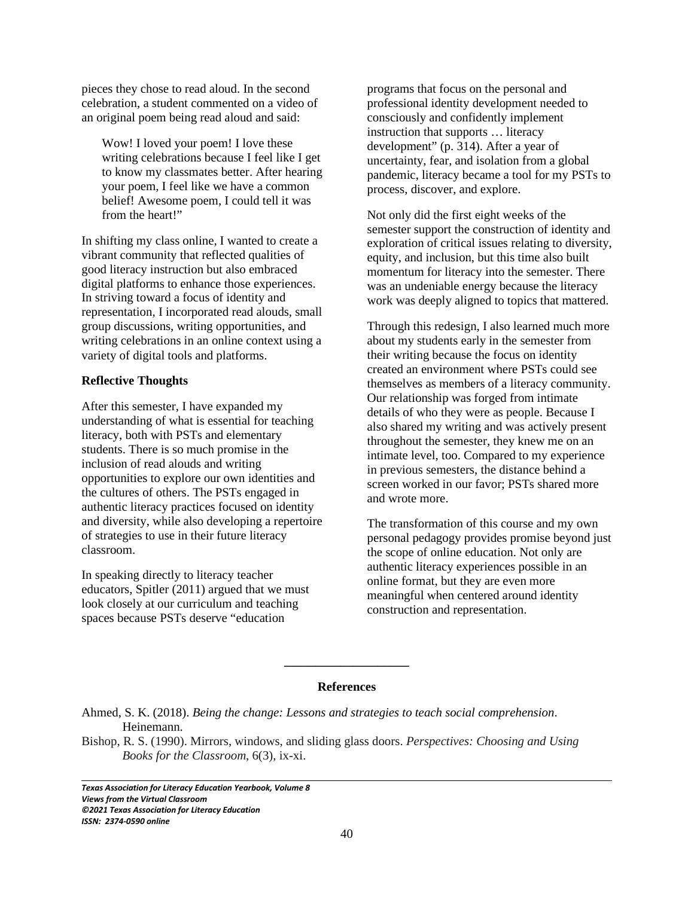pieces they chose to read aloud. In the second celebration, a student commented on a video of an original poem being read aloud and said:

> Wow! I loved your poem! I love these writing celebrations because I feel like I get to know my classmates better. After hearing your poem, I feel like we have a common belief! Awesome poem, I could tell it was from the heart!"

In shifting my class online, I wanted to create a vibrant community that reflected qualities of good literacy instruction but also embraced digital platforms to enhance those experiences. In striving toward a focus of identity and representation, I incorporated read alouds, small group discussions, writing opportunities, and writing celebrations in an online context using a variety of digital tools and platforms.

**Reflective Thoughts**

After this semester, I have expanded my understanding of what is essential for teaching literacy, both with PSTs and elementary students. There is so much promise in the inclusion of read alouds and writing opportunities to explore our own identities and the cultures of others. The PSTs engaged in authentic literacy practices focused on identity and diversity, while also developing a repertoire of strategies to use in their future literacy classroom.

In speaking directly to literacy teacher educators, Spitler (2011) argued that we must look closely at our curriculum and teaching spaces because PSTs deserve "education programs that focus on the personal and professional identity development needed to consciously and confidently implement instruction that supports … literacy development" (p. 314). After a year of uncertainty, fear, and isolation from a global pandemic, literacy became a tool for my PSTs to process, discover, and explore.

Not only did the first eight weeks of the semester support the construction of identity and exploration of critical issues relating to diversity, equity, and inclusion, but this time also built momentum for literacy into the semester. There was an undeniable energy because the literacy work was deeply aligned to topics that mattered.

Through this redesign, I also learned much more about my students early in the semester from their writing because the focus on identity created an environment where PSTs could see themselves as members of a literacy community. Our relationship was forged from intimate details of who they were as people. Because I also shared my writing and was actively present throughout the semester, they knew me on an intimate level, too. Compared to my experience in previous semesters, the distance behind a screen worked in our favor; PSTs shared more and wrote more.

The transformation of this course and my own personal pedagogy provides promise beyond just the scope of online education. Not only are authentic literacy experiences possible in an online format, but they are even more meaningful when centered around identity construction and representation.

---

## References

Ahmed, S. K. (2018). *Being the change: Lessons and strategies to teach social comprehension*. Heinemann.

Bishop, R. S. (1990). Mirrors, windows, and sliding glass doors. *Perspectives: Choosing and Using Books for the Classroom*, 6(3), ix-xi.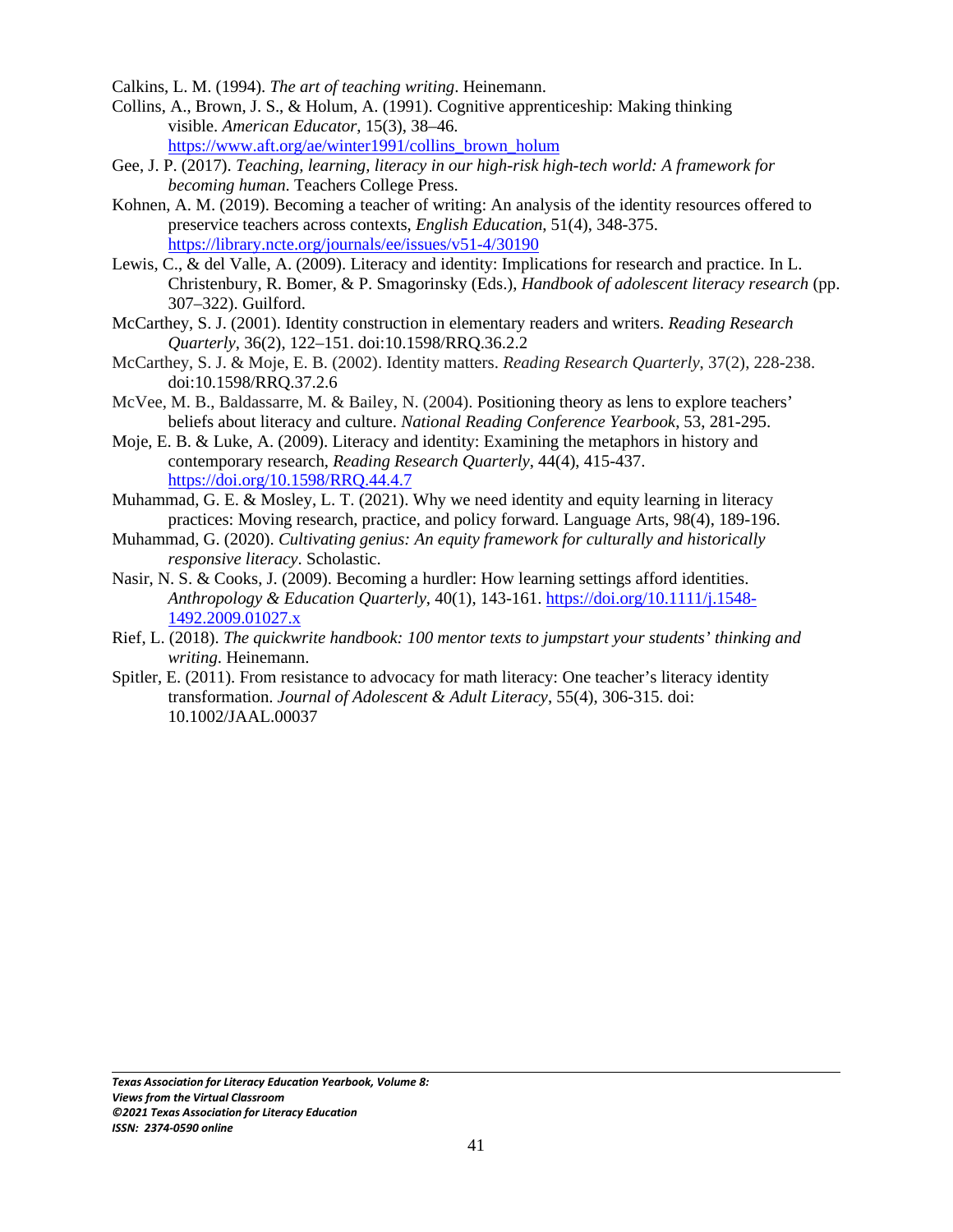Calkins, L. M. (1994). *The art of teaching writing*. Heinemann.

Collins, A., Brown, J. S., & Holum, A. (1991). Cognitive apprenticeship: Making thinking visible. *American Educator*, 15(3), 38–46. https://www.aft.org/ae/winter1991/collins_brown_holum

Gee, J. P. (2017). *Teaching, learning, literacy in our high-risk high-tech world: A framework for becoming human*. Teachers College Press.

Kohnen, A. M. (2019). Becoming a teacher of writing: An analysis of the identity resources offered to preservice teachers across contexts, *English Education*, 51(4), 348-375. https://library.ncte.org/journals/ee/issues/v51-4/30190

Lewis, C., & del Valle, A. (2009). Literacy and identity: Implications for research and practice. In L. Christenbury, R. Bomer, & P. Smagorinsky (Eds.), *Handbook of adolescent literacy research* (pp. 307–322). Guilford.

McCarthey, S. J. (2001). Identity construction in elementary readers and writers. *Reading Research Quarterly*, 36(2), 122–151. doi:10.1598/RRQ.36.2.2

McCarthey, S. J. & Moje, E. B. (2002). Identity matters. *Reading Research Quarterly*, 37(2), 228-238. doi:10.1598/RRQ.37.2.6

McVee, M. B., Baldassarre, M. & Bailey, N. (2004). Positioning theory as lens to explore teachers' beliefs about literacy and culture. *National Reading Conference Yearbook*, 53, 281-295.

Moje, E. B. & Luke, A. (2009). Literacy and identity: Examining the metaphors in history and contemporary research, *Reading Research Quarterly*, 44(4), 415-437. https://doi.org/10.1598/RRQ.44.4.7

Muhammad, G. E. & Mosley, L. T. (2021). Why we need identity and equity learning in literacy practices: Moving research, practice, and policy forward. Language Arts, 98(4), 189-196.

Muhammad, G. (2020). *Cultivating genius: An equity framework for culturally and historically responsive literacy*. Scholastic.

Nasir, N. S. & Cooks, J. (2009). Becoming a hurdler: How learning settings afford identities. *Anthropology & Education Quarterly*, 40(1), 143-161. https://doi.org/10.1111/j.1548-1492.2009.01027.x

Rief, L. (2018). *The quickwrite handbook: 100 mentor texts to jumpstart your students' thinking and writing*. Heinemann.

Spitler, E. (2011). From resistance to advocacy for math literacy: One teacher's literacy identity transformation. *Journal of Adolescent & Adult Literacy*, 55(4), 306-315. doi: 10.1002/JAAL.00037